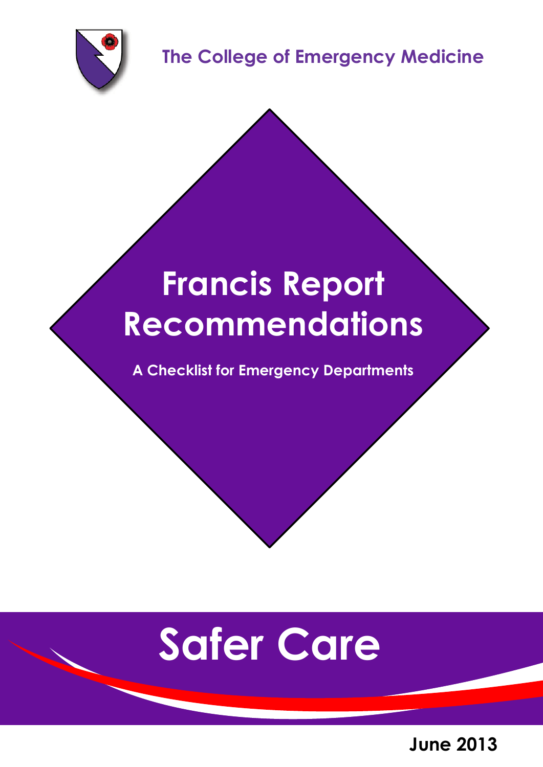The College of Emergency Medicine

# Francis Report Recommendations

**A Checklist for Emergency Departments**

## Safer Care

**June 2013**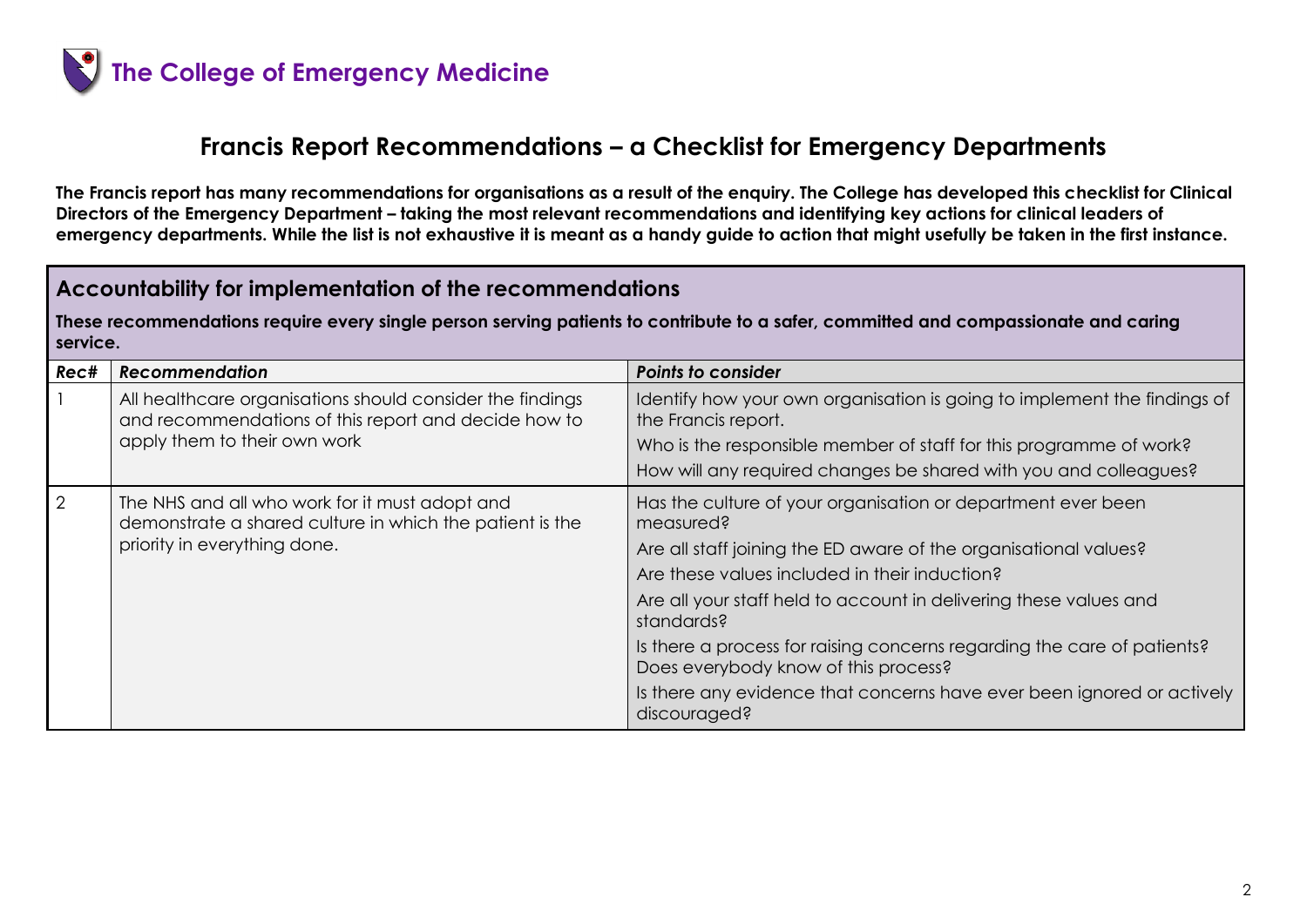# The College of Emergency Medicine

## Francis Report Recommendations – a Checklist for Emergency Departments

**The Francis report has many recommendations for organisations as a result of the enquiry. The College has developed this checklist for Clinical Directors of the Emergency Department – taking the most relevant recommendations and identifying key actions for clinical leaders of emergency departments. While the list is not exhaustive it is meant as a handy guide to action that might usefully be taken in the first instance.**

### Accountability for implementation of the recommendations

**These recommendations require every single person serving patients to contribute to a safer, committed and compassionate and caring service.**

| ***Rec#*** | ***Recommendation*** | ***Points to consider*** |
|---|---|---|
| 1 | All healthcare organisations should consider the findings and recommendations of this report and decide how to apply them to their own work | Identify how your own organisation is going to implement the findings of the Francis report.<br>Who is the responsible member of staff for this programme of work?<br>How will any required changes be shared with you and colleagues? |
| 2 | The NHS and all who work for it must adopt and demonstrate a shared culture in which the patient is the priority in everything done. | Has the culture of your organisation or department ever been measured?<br>Are all staff joining the ED aware of the organisational values?<br>Are these values included in their induction?<br>Are all your staff held to account in delivering these values and standards?<br>Is there a process for raising concerns regarding the care of patients? Does everybody know of this process?<br>Is there any evidence that concerns have ever been ignored or actively discouraged? |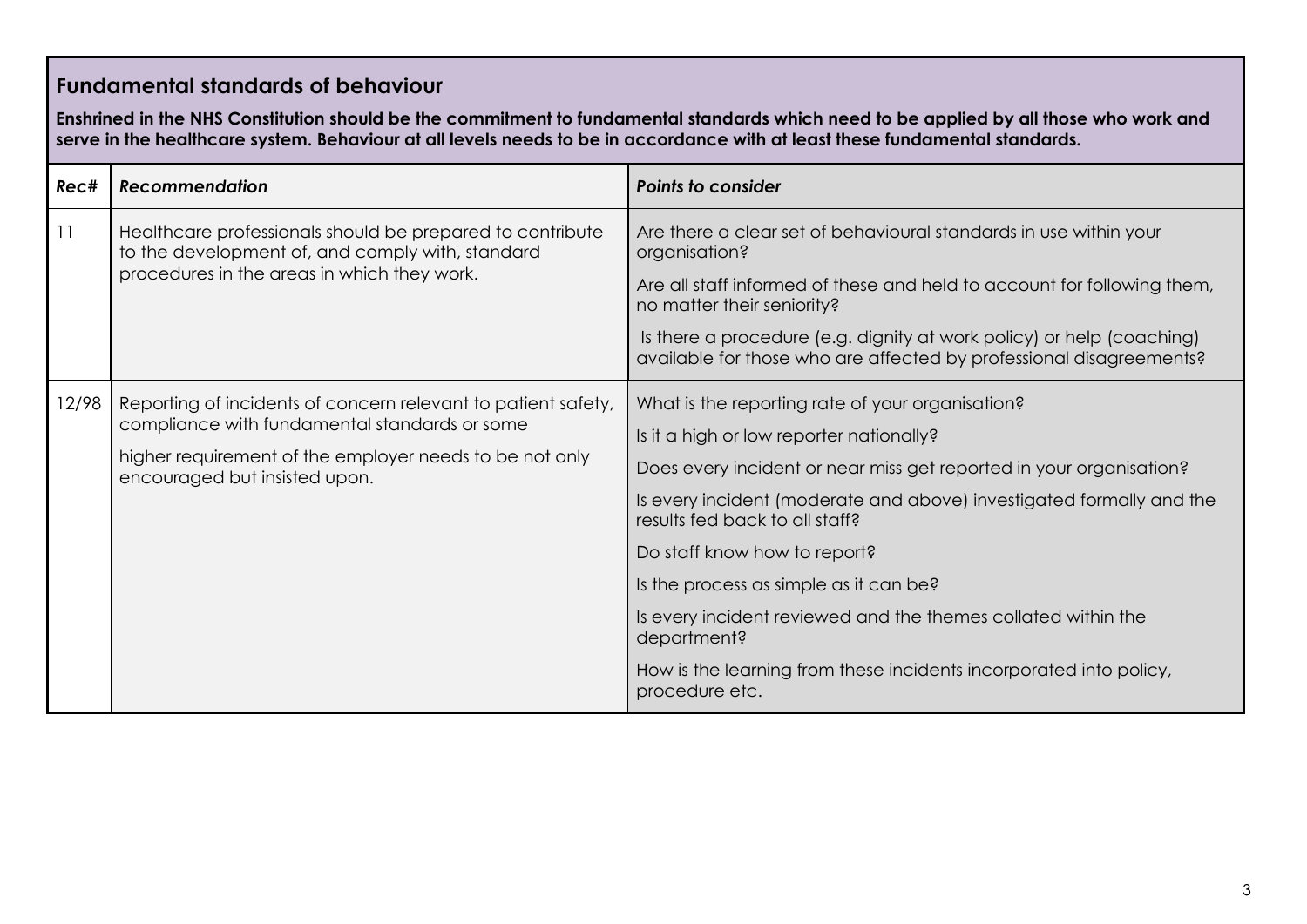## Fundamental standards of behaviour

**Enshrined in the NHS Constitution should be the commitment to fundamental standards which need to be applied by all those who work and serve in the healthcare system. Behaviour at all levels needs to be in accordance with at least these fundamental standards.**

| ***Rec#*** | ***Recommendation*** | ***Points to consider*** |
|---|---|---|
| 11 | Healthcare professionals should be prepared to contribute to the development of, and comply with, standard procedures in the areas in which they work. | Are there a clear set of behavioural standards in use within your organisation?<br><br>Are all staff informed of these and held to account for following them, no matter their seniority?<br><br>Is there a procedure (e.g. dignity at work policy) or help (coaching) available for those who are affected by professional disagreements? |
| 12/98 | Reporting of incidents of concern relevant to patient safety, compliance with fundamental standards or some<br><br>higher requirement of the employer needs to be not only encouraged but insisted upon. | What is the reporting rate of your organisation?<br><br>Is it a high or low reporter nationally?<br><br>Does every incident or near miss get reported in your organisation?<br><br>Is every incident (moderate and above) investigated formally and the results fed back to all staff?<br><br>Do staff know how to report?<br><br>Is the process as simple as it can be?<br><br>Is every incident reviewed and the themes collated within the department?<br><br>How is the learning from these incidents incorporated into policy, procedure etc. |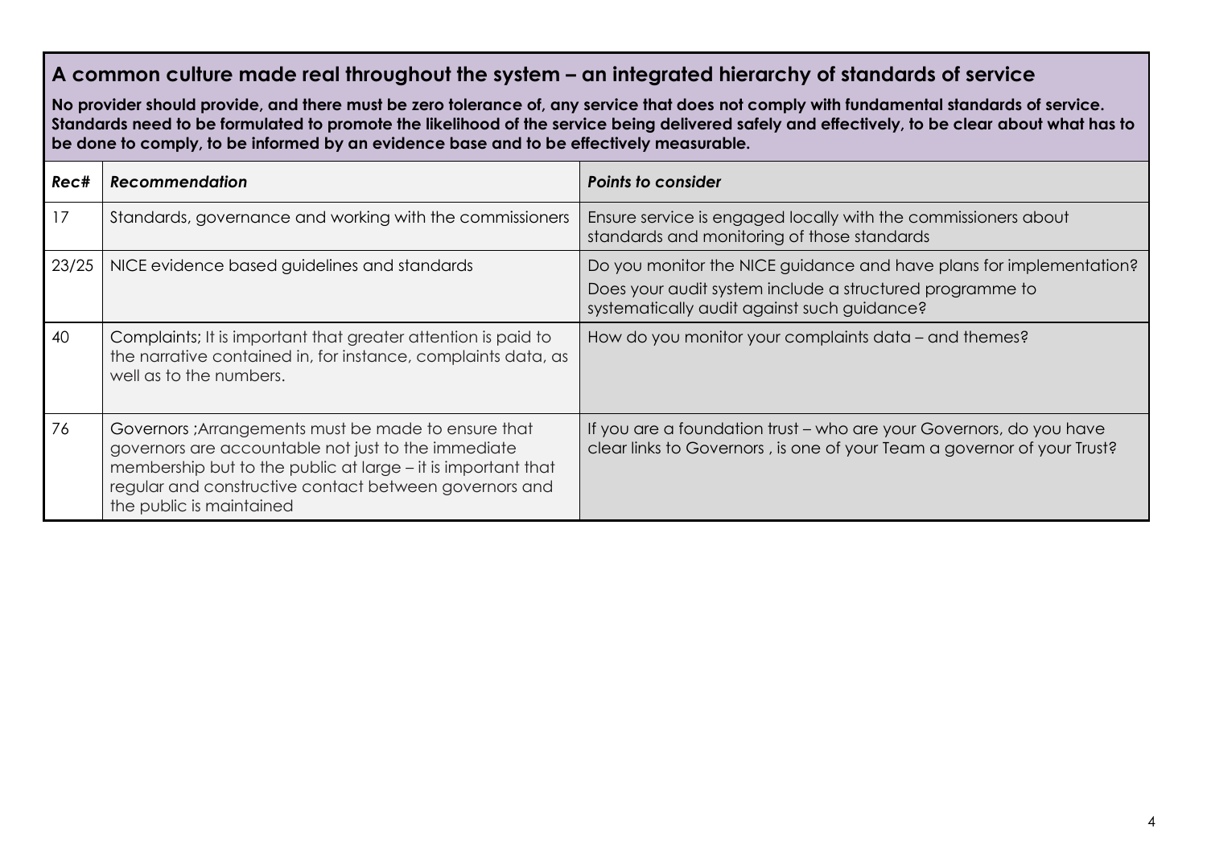## A common culture made real throughout the system – an integrated hierarchy of standards of service

**No provider should provide, and there must be zero tolerance of, any service that does not comply with fundamental standards of service. Standards need to be formulated to promote the likelihood of the service being delivered safely and effectively, to be clear about what has to be done to comply, to be informed by an evidence base and to be effectively measurable.**

| ***Rec#*** | ***Recommendation*** | ***Points to consider*** |
|---|---|---|
| 17 | Standards, governance and working with the commissioners | Ensure service is engaged locally with the commissioners about standards and monitoring of those standards |
| 23/25 | NICE evidence based guidelines and standards | Do you monitor the NICE guidance and have plans for implementation? Does your audit system include a structured programme to systematically audit against such guidance? |
| 40 | Complaints; It is important that greater attention is paid to the narrative contained in, for instance, complaints data, as well as to the numbers. | How do you monitor your complaints data – and themes? |
| 76 | Governors ;Arrangements must be made to ensure that governors are accountable not just to the immediate membership but to the public at large – it is important that regular and constructive contact between governors and the public is maintained | If you are a foundation trust – who are your Governors, do you have clear links to Governors , is one of your Team a governor of your Trust? |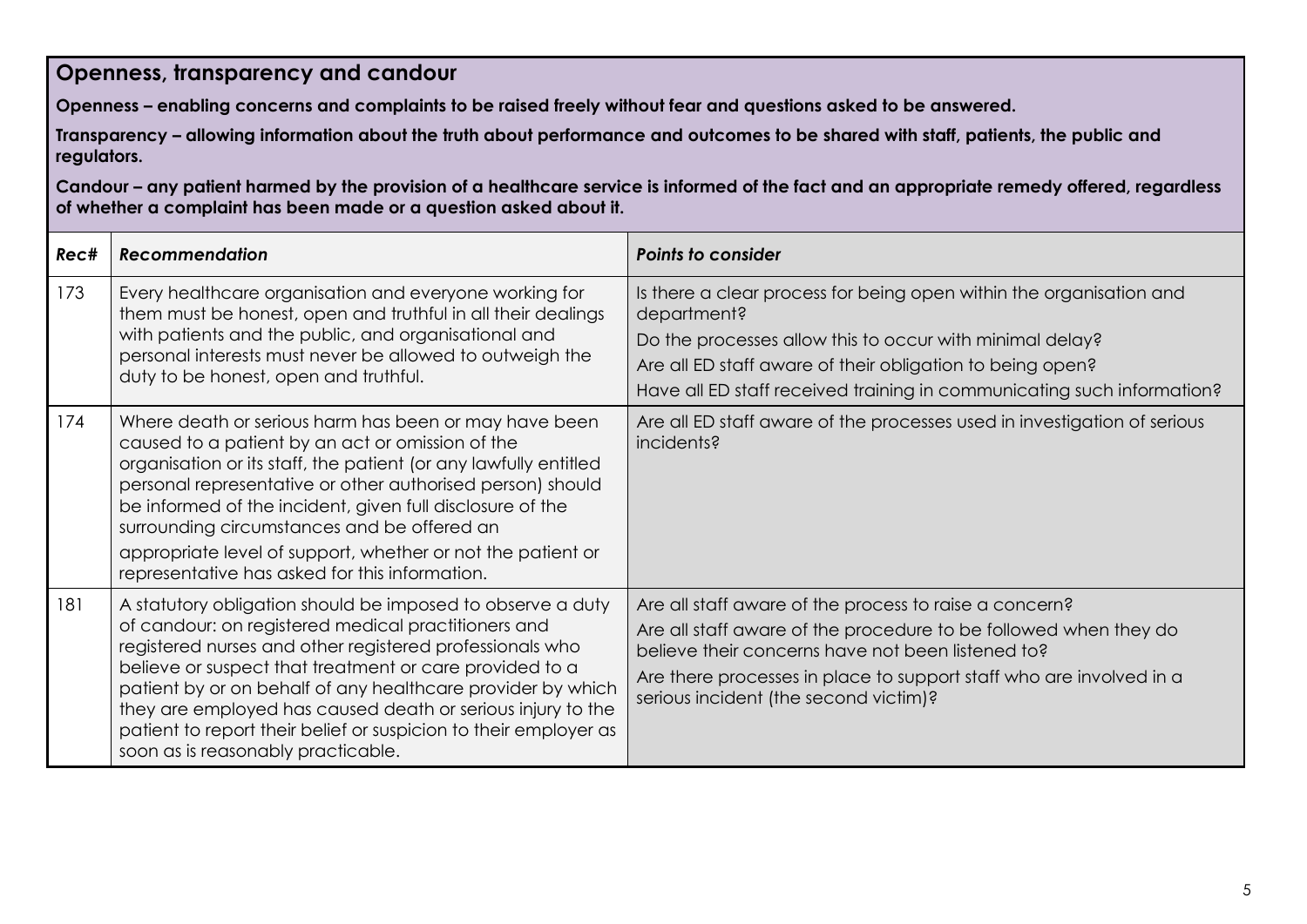## Openness, transparency and candour

**Openness – enabling concerns and complaints to be raised freely without fear and questions asked to be answered.**

**Transparency – allowing information about the truth about performance and outcomes to be shared with staff, patients, the public and regulators.**

**Candour – any patient harmed by the provision of a healthcare service is informed of the fact and an appropriate remedy offered, regardless of whether a complaint has been made or a question asked about it.**

| *Rec#* | *Recommendation* | *Points to consider* |
|---|---|---|
| 173 | Every healthcare organisation and everyone working for them must be honest, open and truthful in all their dealings with patients and the public, and organisational and personal interests must never be allowed to outweigh the duty to be honest, open and truthful. | Is there a clear process for being open within the organisation and department?<br>Do the processes allow this to occur with minimal delay?<br>Are all ED staff aware of their obligation to being open?<br>Have all ED staff received training in communicating such information? |
| 174 | Where death or serious harm has been or may have been caused to a patient by an act or omission of the organisation or its staff, the patient (or any lawfully entitled personal representative or other authorised person) should be informed of the incident, given full disclosure of the surrounding circumstances and be offered an appropriate level of support, whether or not the patient or representative has asked for this information. | Are all ED staff aware of the processes used in investigation of serious incidents? |
| 181 | A statutory obligation should be imposed to observe a duty of candour: on registered medical practitioners and registered nurses and other registered professionals who believe or suspect that treatment or care provided to a patient by or on behalf of any healthcare provider by which they are employed has caused death or serious injury to the patient to report their belief or suspicion to their employer as soon as is reasonably practicable. | Are all staff aware of the process to raise a concern?<br>Are all staff aware of the procedure to be followed when they do believe their concerns have not been listened to?<br>Are there processes in place to support staff who are involved in a serious incident (the second victim)? |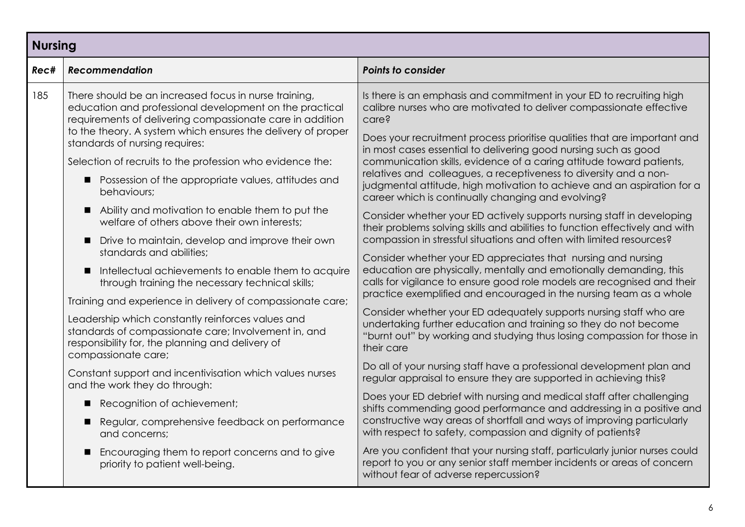## Nursing

| Rec# | Recommendation | Points to consider |
|---|---|---|
| 185 | There should be an increased focus in nurse training, education and professional development on the practical requirements of delivering compassionate care in addition to the theory. A system which ensures the delivery of proper standards of nursing requires:<br><br>Selection of recruits to the profession who evidence the:<br><br>■ Possession of the appropriate values, attitudes and behaviours;<br>■ Ability and motivation to enable them to put the welfare of others above their own interests;<br>■ Drive to maintain, develop and improve their own standards and abilities;<br>■ Intellectual achievements to enable them to acquire through training the necessary technical skills;<br><br>Training and experience in delivery of compassionate care;<br><br>Leadership which constantly reinforces values and standards of compassionate care; Involvement in, and responsibility for, the planning and delivery of compassionate care;<br><br>Constant support and incentivisation which values nurses and the work they do through:<br><br>■ Recognition of achievement;<br>■ Regular, comprehensive feedback on performance and concerns;<br>■ Encouraging them to report concerns and to give priority to patient well-being. | Is there is an emphasis and commitment in your ED to recruiting high calibre nurses who are motivated to deliver compassionate effective care?<br><br>Does your recruitment process prioritise qualities that are important and in most cases essential to delivering good nursing such as good communication skills, evidence of a caring attitude toward patients, relatives and colleagues, a receptiveness to diversity and a non-judgmental attitude, high motivation to achieve and an aspiration for a career which is continually changing and evolving?<br><br>Consider whether your ED actively supports nursing staff in developing their problems solving skills and abilities to function effectively and with compassion in stressful situations and often with limited resources?<br><br>Consider whether your ED appreciates that nursing and nursing education are physically, mentally and emotionally demanding, this calls for vigilance to ensure good role models are recognised and their practice exemplified and encouraged in the nursing team as a whole<br><br>Consider whether your ED adequately supports nursing staff who are undertaking further education and training so they do not become "burnt out" by working and studying thus losing compassion for those in their care<br><br>Do all of your nursing staff have a professional development plan and regular appraisal to ensure they are supported in achieving this?<br><br>Does your ED debrief with nursing and medical staff after challenging shifts commending good performance and addressing in a positive and constructive way areas of shortfall and ways of improving particularly with respect to safety, compassion and dignity of patients?<br><br>Are you confident that your nursing staff, particularly junior nurses could report to you or any senior staff member incidents or areas of concern without fear of adverse repercussion? |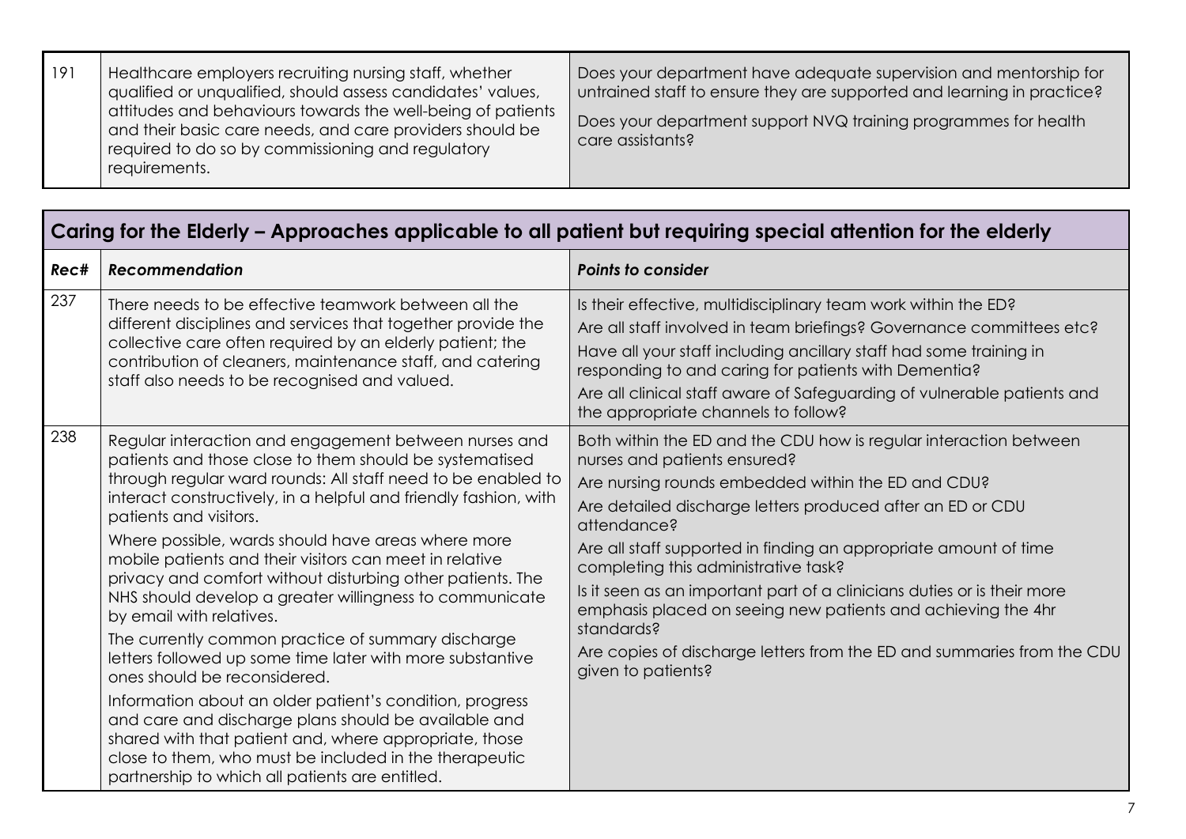| | | |
|---|---|---|
| 191 | Healthcare employers recruiting nursing staff, whether qualified or unqualified, should assess candidates' values, attitudes and behaviours towards the well-being of patients and their basic care needs, and care providers should be required to do so by commissioning and regulatory requirements. | Does your department have adequate supervision and mentorship for untrained staff to ensure they are supported and learning in practice?<br><br>Does your department support NVQ training programmes for health care assistants? |

## Caring for the Elderly – Approaches applicable to all patient but requiring special attention for the elderly

| ***Rec#*** | ***Recommendation*** | ***Points to consider*** |
|---|---|---|
| 237 | There needs to be effective teamwork between all the different disciplines and services that together provide the collective care often required by an elderly patient; the contribution of cleaners, maintenance staff, and catering staff also needs to be recognised and valued. | Is their effective, multidisciplinary team work within the ED?<br><br>Are all staff involved in team briefings? Governance committees etc?<br><br>Have all your staff including ancillary staff had some training in responding to and caring for patients with Dementia?<br><br>Are all clinical staff aware of Safeguarding of vulnerable patients and the appropriate channels to follow? |
| 238 | Regular interaction and engagement between nurses and patients and those close to them should be systematised through regular ward rounds: All staff need to be enabled to interact constructively, in a helpful and friendly fashion, with patients and visitors.<br><br>Where possible, wards should have areas where more mobile patients and their visitors can meet in relative privacy and comfort without disturbing other patients. The NHS should develop a greater willingness to communicate by email with relatives.<br><br>The currently common practice of summary discharge letters followed up some time later with more substantive ones should be reconsidered.<br><br>Information about an older patient's condition, progress and care and discharge plans should be available and shared with that patient and, where appropriate, those close to them, who must be included in the therapeutic partnership to which all patients are entitled. | Both within the ED and the CDU how is regular interaction between nurses and patients ensured?<br><br>Are nursing rounds embedded within the ED and CDU?<br><br>Are detailed discharge letters produced after an ED or CDU attendance?<br><br>Are all staff supported in finding an appropriate amount of time completing this administrative task?<br><br>Is it seen as an important part of a clinicians duties or is their more emphasis placed on seeing new patients and achieving the 4hr standards?<br><br>Are copies of discharge letters from the ED and summaries from the CDU given to patients? |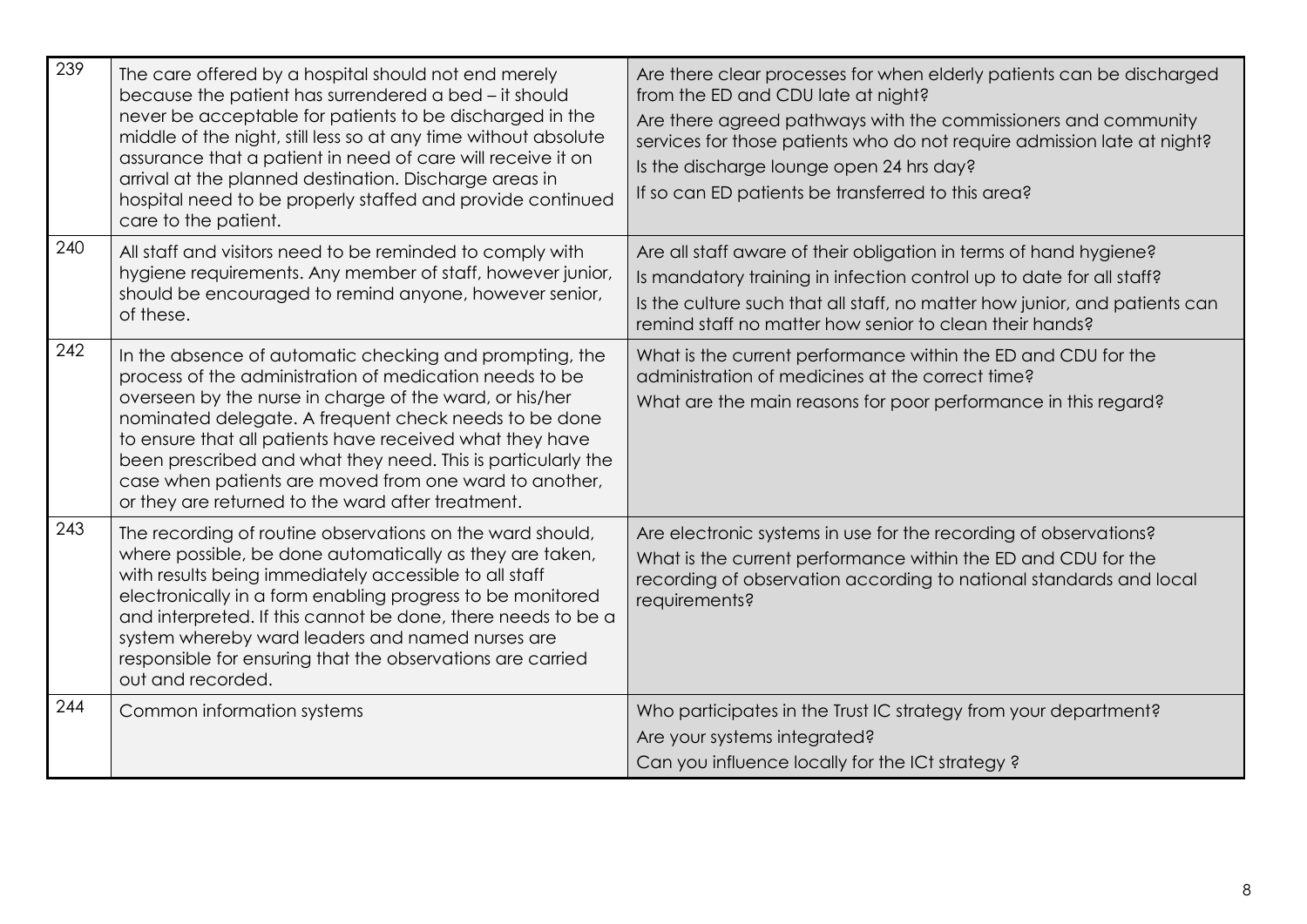| | | |
|---|---|---|
| 239 | The care offered by a hospital should not end merely because the patient has surrendered a bed – it should never be acceptable for patients to be discharged in the middle of the night, still less so at any time without absolute assurance that a patient in need of care will receive it on arrival at the planned destination. Discharge areas in hospital need to be properly staffed and provide continued care to the patient. | Are there clear processes for when elderly patients can be discharged from the ED and CDU late at night?<br>Are there agreed pathways with the commissioners and community services for those patients who do not require admission late at night?<br>Is the discharge lounge open 24 hrs day?<br>If so can ED patients be transferred to this area? |
| 240 | All staff and visitors need to be reminded to comply with hygiene requirements. Any member of staff, however junior, should be encouraged to remind anyone, however senior, of these. | Are all staff aware of their obligation in terms of hand hygiene?<br>Is mandatory training in infection control up to date for all staff?<br>Is the culture such that all staff, no matter how junior, and patients can remind staff no matter how senior to clean their hands? |
| 242 | In the absence of automatic checking and prompting, the process of the administration of medication needs to be overseen by the nurse in charge of the ward, or his/her nominated delegate. A frequent check needs to be done to ensure that all patients have received what they have been prescribed and what they need. This is particularly the case when patients are moved from one ward to another, or they are returned to the ward after treatment. | What is the current performance within the ED and CDU for the administration of medicines at the correct time?<br>What are the main reasons for poor performance in this regard? |
| 243 | The recording of routine observations on the ward should, where possible, be done automatically as they are taken, with results being immediately accessible to all staff electronically in a form enabling progress to be monitored and interpreted. If this cannot be done, there needs to be a system whereby ward leaders and named nurses are responsible for ensuring that the observations are carried out and recorded. | Are electronic systems in use for the recording of observations?<br>What is the current performance within the ED and CDU for the recording of observation according to national standards and local requirements? |
| 244 | Common information systems | Who participates in the Trust IC strategy from your department?<br>Are your systems integrated?<br>Can you influence locally for the ICt strategy ? |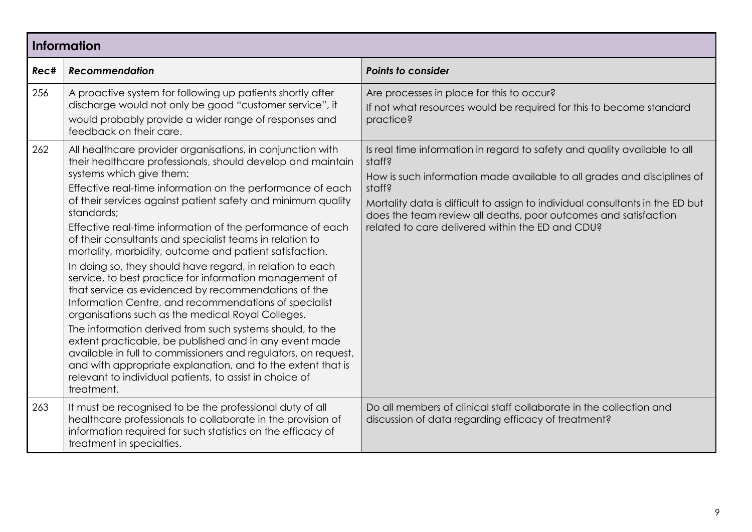## Information

| *Rec#* | *Recommendation* | *Points to consider* |
|---|---|---|
| 256 | A proactive system for following up patients shortly after discharge would not only be good "customer service", it would probably provide a wider range of responses and feedback on their care. | Are processes in place for this to occur?<br>If not what resources would be required for this to become standard practice? |
| 262 | All healthcare provider organisations, in conjunction with their healthcare professionals, should develop and maintain systems which give them:<br>Effective real-time information on the performance of each of their services against patient safety and minimum quality standards;<br>Effective real-time information of the performance of each of their consultants and specialist teams in relation to mortality, morbidity, outcome and patient satisfaction.<br>In doing so, they should have regard, in relation to each service, to best practice for information management of that service as evidenced by recommendations of the Information Centre, and recommendations of specialist organisations such as the medical Royal Colleges.<br>The information derived from such systems should, to the extent practicable, be published and in any event made available in full to commissioners and regulators, on request, and with appropriate explanation, and to the extent that is relevant to individual patients, to assist in choice of treatment. | Is real time information in regard to safety and quality available to all staff?<br>How is such information made available to all grades and disciplines of staff?<br>Mortality data is difficult to assign to individual consultants in the ED but does the team review all deaths, poor outcomes and satisfaction related to care delivered within the ED and CDU? |
| 263 | It must be recognised to be the professional duty of all healthcare professionals to collaborate in the provision of information required for such statistics on the efficacy of treatment in specialties. | Do all members of clinical staff collaborate in the collection and discussion of data regarding efficacy of treatment? |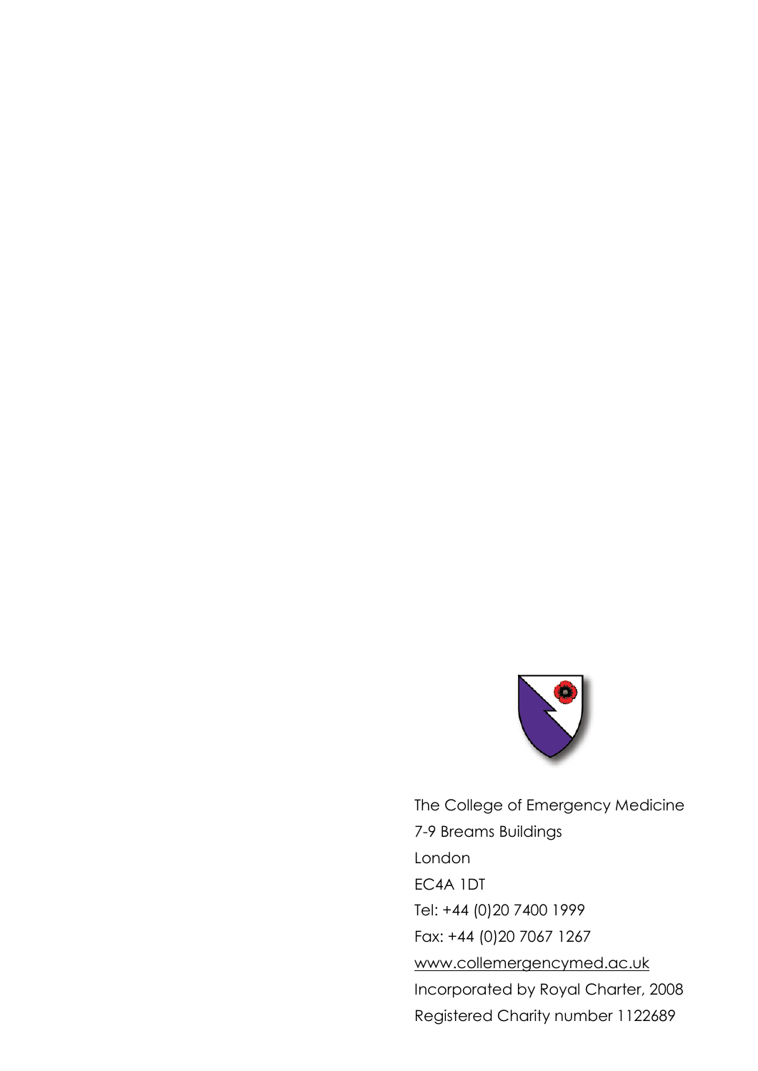The College of Emergency Medicine
7-9 Breams Buildings
London
EC4A 1DT
Tel: +44 (0)20 7400 1999
Fax: +44 (0)20 7067 1267
www.collemergencymed.ac.uk
Incorporated by Royal Charter, 2008
Registered Charity number 1122689